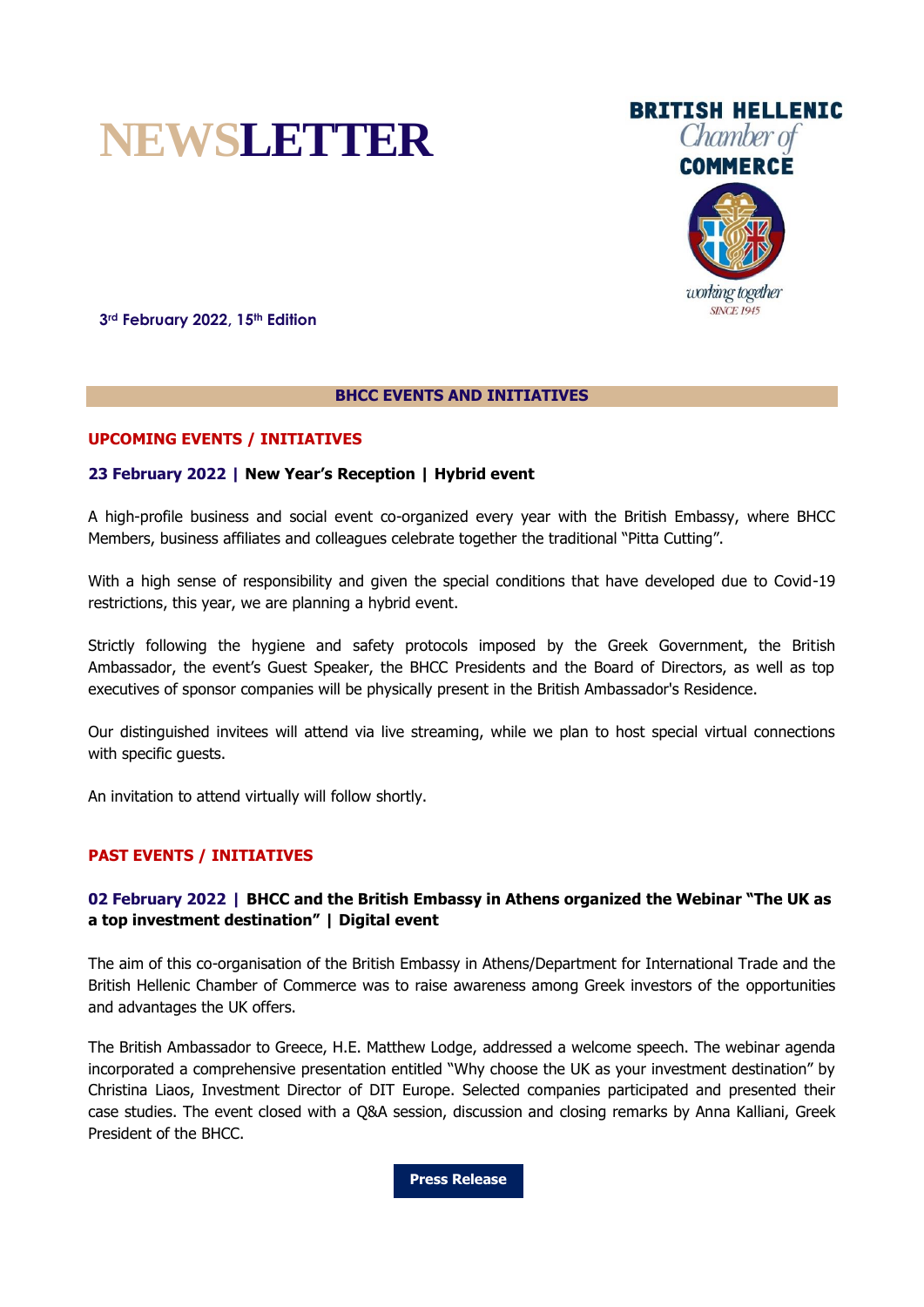# NEWSLETTER

BRITISH HELLENIC Chamber of COMMERCE

working together SINCE 1945

**3rd February 2022, 15th Edition**

## BHCC EVENTS AND INITIATIVES

### UPCOMING EVENTS / INITIATIVES

**23 February 2022 | New Year's Reception | Hybrid event**

A high-profile business and social event co-organized every year with the British Embassy, where BHCC Members, business affiliates and colleagues celebrate together the traditional "Pitta Cutting".

With a high sense of responsibility and given the special conditions that have developed due to Covid-19 restrictions, this year, we are planning a hybrid event.

Strictly following the hygiene and safety protocols imposed by the Greek Government, the British Ambassador, the event's Guest Speaker, the BHCC Presidents and the Board of Directors, as well as top executives of sponsor companies will be physically present in the British Ambassador's Residence.

Our distinguished invitees will attend via live streaming, while we plan to host special virtual connections with specific guests.

An invitation to attend virtually will follow shortly.

### PAST EVENTS / INITIATIVES

**02 February 2022 | BHCC and the British Embassy in Athens organized the Webinar "The UK as a top investment destination" | Digital event**

The aim of this co-organisation of the British Embassy in Athens/Department for International Trade and the British Hellenic Chamber of Commerce was to raise awareness among Greek investors of the opportunities and advantages the UK offers.

The British Ambassador to Greece, H.E. Matthew Lodge, addressed a welcome speech. The webinar agenda incorporated a comprehensive presentation entitled "Why choose the UK as your investment destination" by Christina Liaos, Investment Director of DIT Europe. Selected companies participated and presented their case studies. The event closed with a Q&A session, discussion and closing remarks by Anna Kalliani, Greek President of the BHCC.

**Press Release**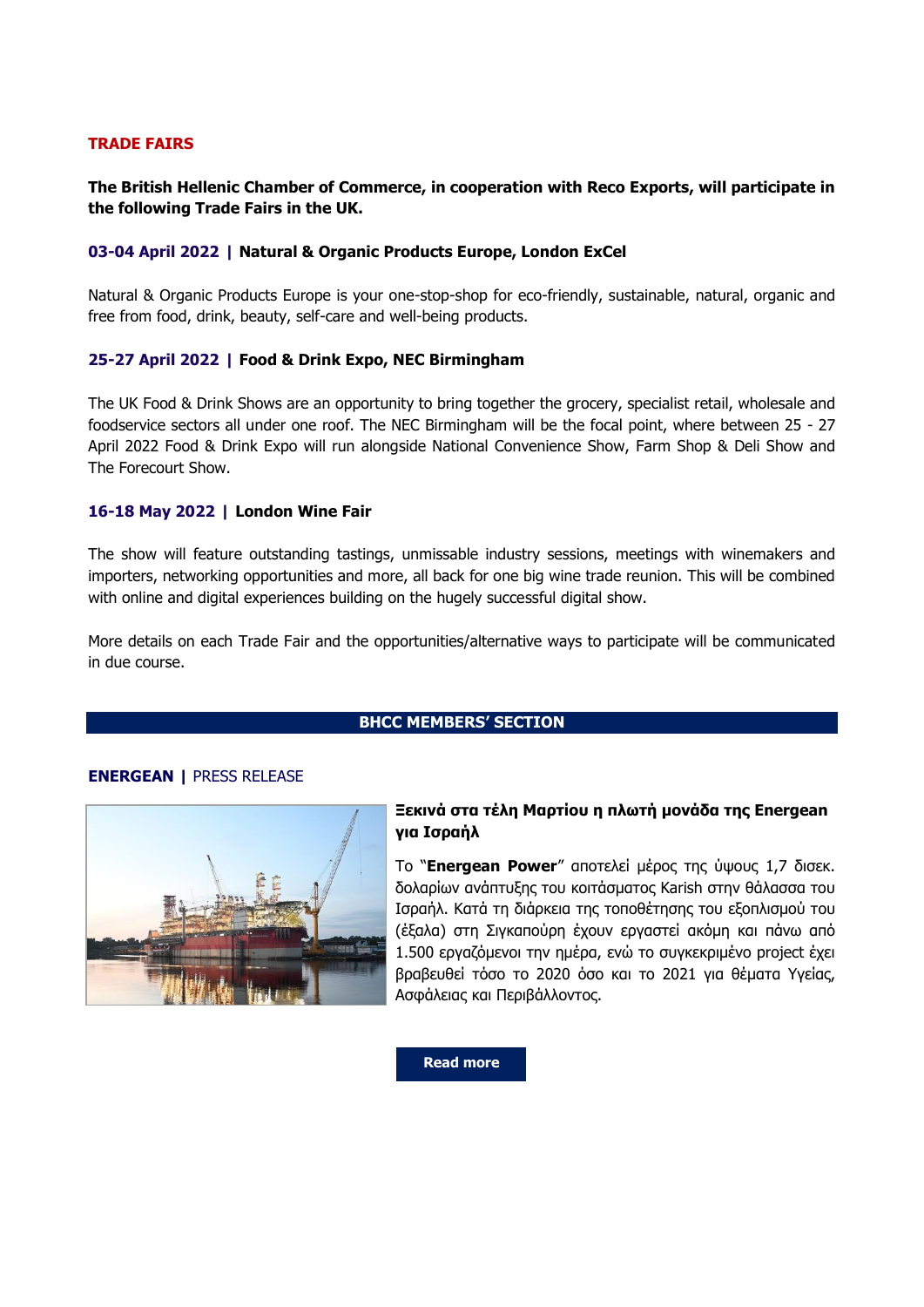## TRADE FAIRS

**The British Hellenic Chamber of Commerce, in cooperation with Reco Exports, will participate in the following Trade Fairs in the UK.**

### 03-04 April 2022 | Natural & Organic Products Europe, London ExCel

Natural & Organic Products Europe is your one-stop-shop for eco-friendly, sustainable, natural, organic and free from food, drink, beauty, self-care and well-being products.

### 25-27 April 2022 | Food & Drink Expo, NEC Birmingham

The UK Food & Drink Shows are an opportunity to bring together the grocery, specialist retail, wholesale and foodservice sectors all under one roof. The NEC Birmingham will be the focal point, where between 25 - 27 April 2022 Food & Drink Expo will run alongside National Convenience Show, Farm Shop & Deli Show and The Forecourt Show.

### 16-18 May 2022 | London Wine Fair

The show will feature outstanding tastings, unmissable industry sessions, meetings with winemakers and importers, networking opportunities and more, all back for one big wine trade reunion. This will be combined with online and digital experiences building on the hugely successful digital show.

More details on each Trade Fair and the opportunities/alternative ways to participate will be communicated in due course.

## BHCC MEMBERS' SECTION

### ENERGEAN | PRESS RELEASE

**Ξεκινά στα τέλη Μαρτίου η πλωτή μονάδα της Energean για Ισραήλ**

Το "**Energean Power**" αποτελεί μέρος της ύψους 1,7 δισεκ. δολαρίων ανάπτυξης του κοιτάσματος Karish στην θάλασσα του Ισραήλ. Κατά τη διάρκεια της τοποθέτησης του εξοπλισμού του (έξαλα) στη Σιγκαπούρη έχουν εργαστεί ακόμη και πάνω από 1.500 εργαζόμενοι την ημέρα, ενώ το συγκεκριμένο project έχει βραβευθεί τόσο το 2020 όσο και το 2021 για θέματα Υγείας, Ασφάλειας και Περιβάλλοντος.

**Read more**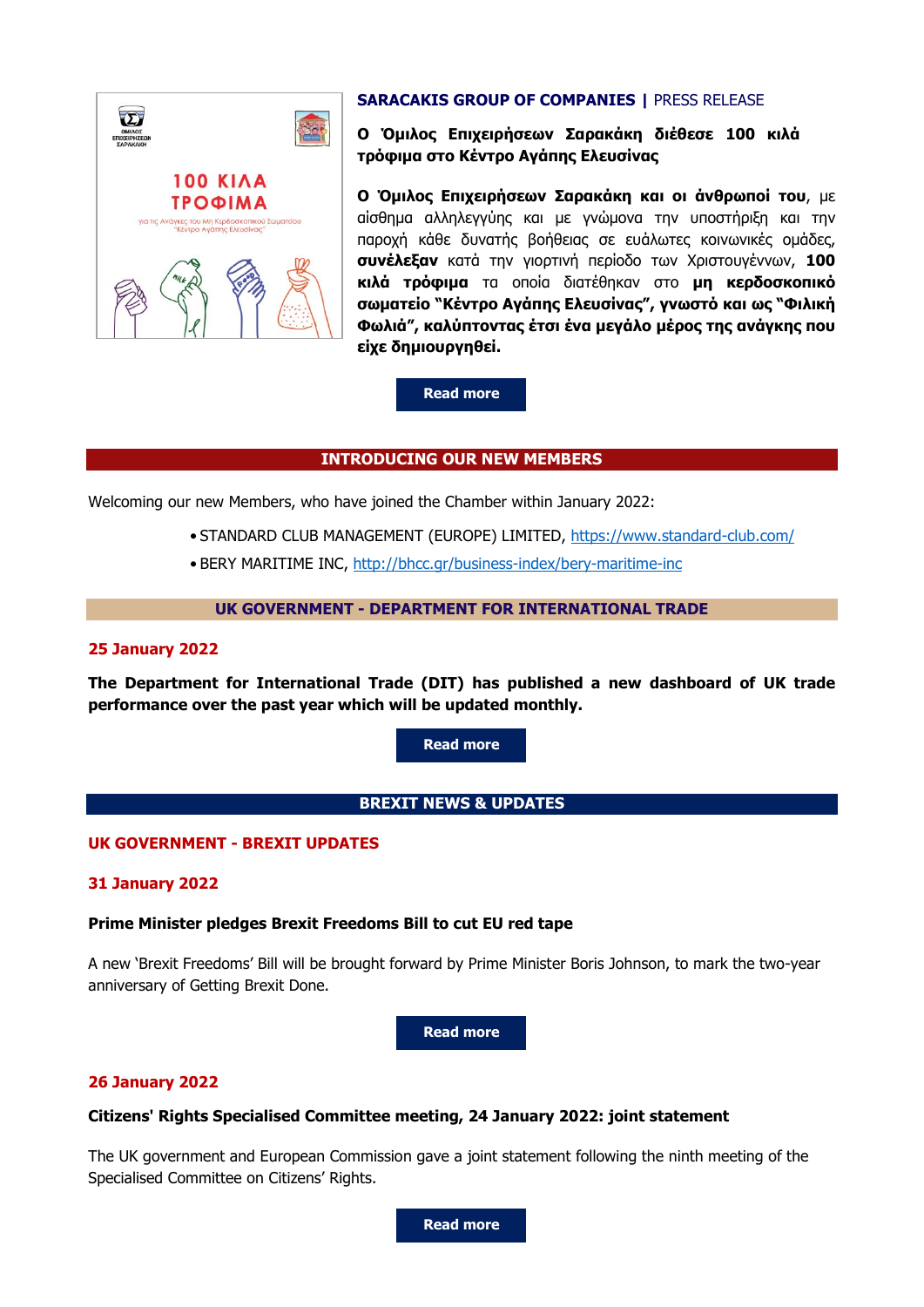**SARACAKIS GROUP OF COMPANIES | PRESS RELEASE**

**Ο Όμιλος Επιχειρήσεων Σαρακάκη διέθεσε 100 κιλά τρόφιμα στο Κέντρο Αγάπης Ελευσίνας**

**Ο Όμιλος Επιχειρήσεων Σαρακάκη και οι άνθρωποι του**, με αίσθημα αλληλεγγύης και με γνώμονα την υποστήριξη και την παροχή κάθε δυνατής βοήθειας σε ευάλωτες κοινωνικές ομάδες, **συνέλεξαν** κατά την γιορτινή περίοδο των Χριστουγέννων, **100 κιλά τρόφιμα** τα οποία διατέθηκαν στο **μη κερδοσκοπικό σωματείο "Κέντρο Αγάπης Ελευσίνας", γνωστό και ως "Φιλική Φωλιά", καλύπτοντας έτσι ένα μεγάλο μέρος της ανάγκης που είχε δημιουργηθεί.**

Read more

## INTRODUCING OUR NEW MEMBERS

Welcoming our new Members, who have joined the Chamber within January 2022:

- STANDARD CLUB MANAGEMENT (EUROPE) LIMITED, https://www.standard-club.com/
- BERY MARITIME INC, http://bhcc.gr/business-index/bery-maritime-inc

## UK GOVERNMENT - DEPARTMENT FOR INTERNATIONAL TRADE

**25 January 2022**

**The Department for International Trade (DIT) has published a new dashboard of UK trade performance over the past year which will be updated monthly.**

Read more

## BREXIT NEWS & UPDATES

### UK GOVERNMENT - BREXIT UPDATES

**31 January 2022**

**Prime Minister pledges Brexit Freedoms Bill to cut EU red tape**

A new 'Brexit Freedoms' Bill will be brought forward by Prime Minister Boris Johnson, to mark the two-year anniversary of Getting Brexit Done.

Read more

**26 January 2022**

**Citizens' Rights Specialised Committee meeting, 24 January 2022: joint statement**

The UK government and European Commission gave a joint statement following the ninth meeting of the Specialised Committee on Citizens' Rights.

Read more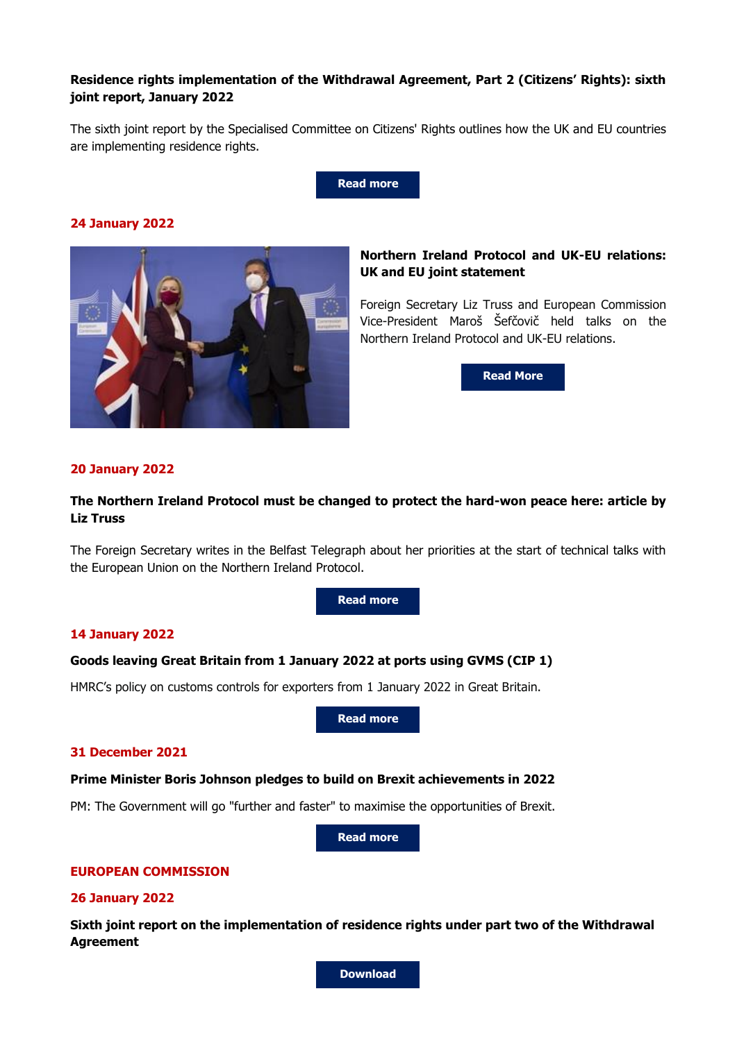**Residence rights implementation of the Withdrawal Agreement, Part 2 (Citizens' Rights): sixth joint report, January 2022**

The sixth joint report by the Specialised Committee on Citizens' Rights outlines how the UK and EU countries are implementing residence rights.

Read more

**24 January 2022**

**Northern Ireland Protocol and UK-EU relations: UK and EU joint statement**

Foreign Secretary Liz Truss and European Commission Vice-President Maroš Šefčovič held talks on the Northern Ireland Protocol and UK-EU relations.

Read More

**20 January 2022**

**The Northern Ireland Protocol must be changed to protect the hard-won peace here: article by Liz Truss**

The Foreign Secretary writes in the Belfast Telegraph about her priorities at the start of technical talks with the European Union on the Northern Ireland Protocol.

Read more

**14 January 2022**

**Goods leaving Great Britain from 1 January 2022 at ports using GVMS (CIP 1)**

HMRC's policy on customs controls for exporters from 1 January 2022 in Great Britain.

Read more

**31 December 2021**

**Prime Minister Boris Johnson pledges to build on Brexit achievements in 2022**

PM: The Government will go "further and faster" to maximise the opportunities of Brexit.

Read more

## EUROPEAN COMMISSION

**26 January 2022**

**Sixth joint report on the implementation of residence rights under part two of the Withdrawal Agreement**

Download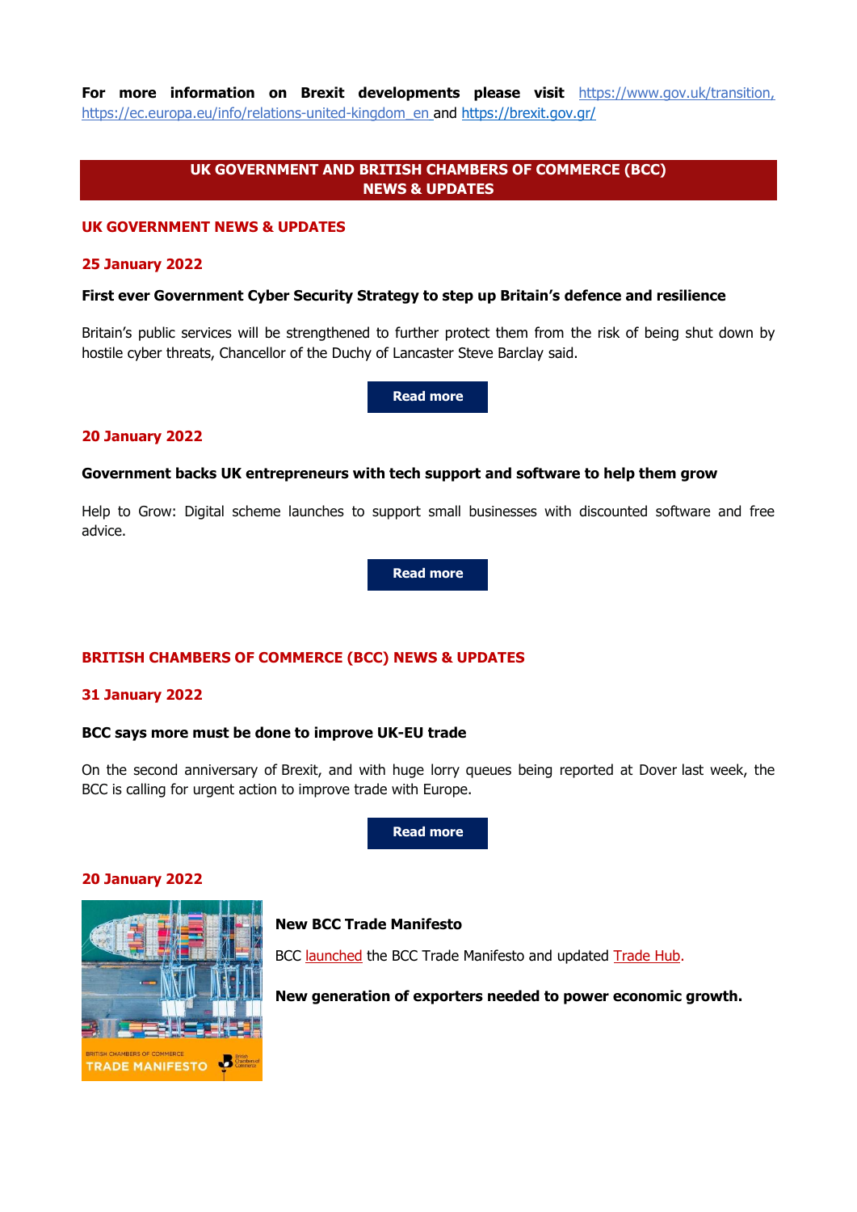**For more information on Brexit developments please visit** https://www.gov.uk/transition, https://ec.europa.eu/info/relations-united-kingdom_en and https://brexit.gov.gr/

## UK GOVERNMENT AND BRITISH CHAMBERS OF COMMERCE (BCC) NEWS & UPDATES

### UK GOVERNMENT NEWS & UPDATES

**25 January 2022**

**First ever Government Cyber Security Strategy to step up Britain's defence and resilience**

Britain's public services will be strengthened to further protect them from the risk of being shut down by hostile cyber threats, Chancellor of the Duchy of Lancaster Steve Barclay said.

Read more

**20 January 2022**

**Government backs UK entrepreneurs with tech support and software to help them grow**

Help to Grow: Digital scheme launches to support small businesses with discounted software and free advice.

Read more

### BRITISH CHAMBERS OF COMMERCE (BCC) NEWS & UPDATES

**31 January 2022**

**BCC says more must be done to improve UK-EU trade**

On the second anniversary of Brexit, and with huge lorry queues being reported at Dover last week, the BCC is calling for urgent action to improve trade with Europe.

Read more

**20 January 2022**

**New BCC Trade Manifesto**

BCC launched the BCC Trade Manifesto and updated Trade Hub.

**New generation of exporters needed to power economic growth.**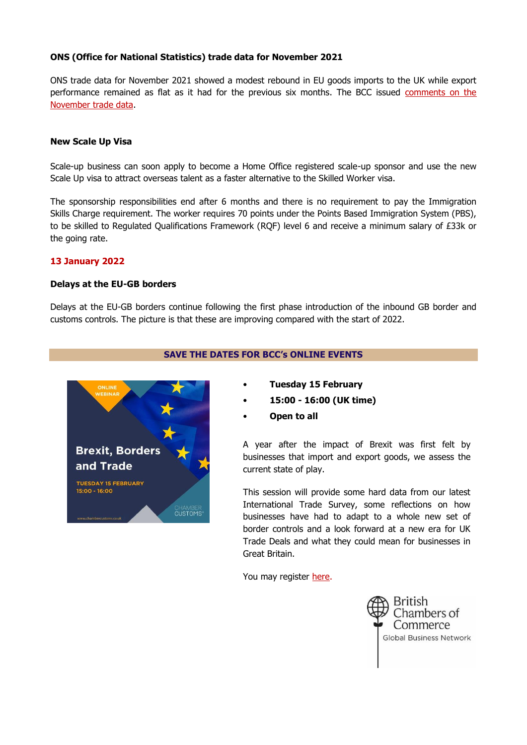**ONS (Office for National Statistics) trade data for November 2021**

ONS trade data for November 2021 showed a modest rebound in EU goods imports to the UK while export performance remained as flat as it had for the previous six months. The BCC issued comments on the November trade data.

**New Scale Up Visa**

Scale-up business can soon apply to become a Home Office registered scale-up sponsor and use the new Scale Up visa to attract overseas talent as a faster alternative to the Skilled Worker visa.

The sponsorship responsibilities end after 6 months and there is no requirement to pay the Immigration Skills Charge requirement. The worker requires 70 points under the Points Based Immigration System (PBS), to be skilled to Regulated Qualifications Framework (RQF) level 6 and receive a minimum salary of £33k or the going rate.

**13 January 2022**

**Delays at the EU-GB borders**

Delays at the EU-GB borders continue following the first phase introduction of the inbound GB border and customs controls. The picture is that these are improving compared with the start of 2022.

**SAVE THE DATES FOR BCC's ONLINE EVENTS**

ONLINE WEBINAR

Brexit, Borders and Trade

TUESDAY 15 FEBRUARY
15:00 - 16:00

- **Tuesday 15 February**
- **15:00 - 16:00 (UK time)**
- **Open to all**

A year after the impact of Brexit was first felt by businesses that import and export goods, we assess the current state of play.

This session will provide some hard data from our latest International Trade Survey, some reflections on how businesses have had to adapt to a whole new set of border controls and a look forward at a new era for UK Trade Deals and what they could mean for businesses in Great Britain.

You may register here.

British Chambers of Commerce
Global Business Network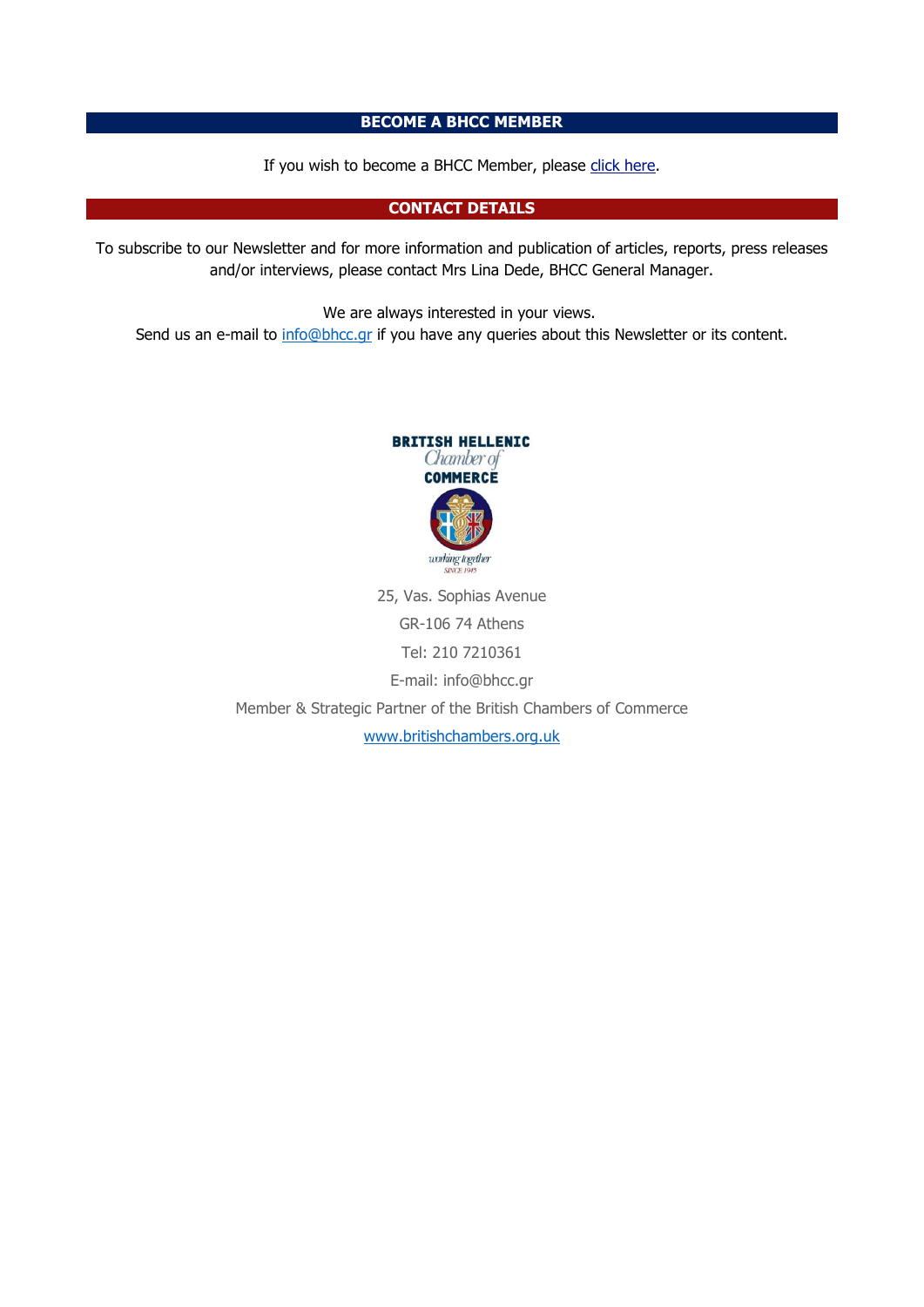## BECOME A BHCC MEMBER

If you wish to become a BHCC Member, please click here.

## CONTACT DETAILS

To subscribe to our Newsletter and for more information and publication of articles, reports, press releases and/or interviews, please contact Mrs Lina Dede, BHCC General Manager.

We are always interested in your views.
Send us an e-mail to info@bhcc.gr if you have any queries about this Newsletter or its content.

BRITISH HELLENIC
Chamber of
COMMERCE

working together
SINCE 1945

25, Vas. Sophias Avenue

GR-106 74 Athens

Tel: 210 7210361

E-mail: info@bhcc.gr

Member & Strategic Partner of the British Chambers of Commerce

www.britishchambers.org.uk